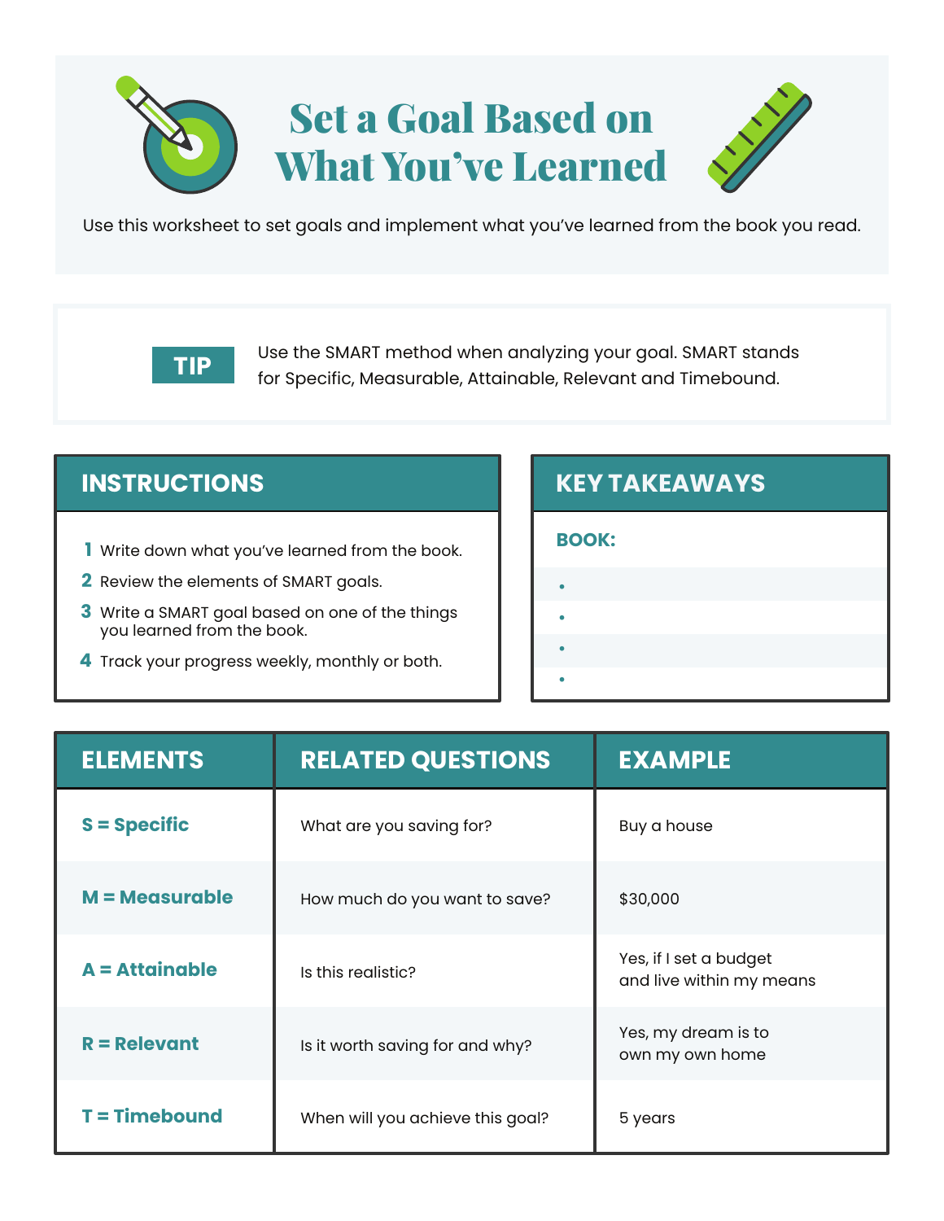# Set a Goal Based on What You've Learned

Use this worksheet to set goals and implement what you've learned from the book you read.

**TIP** Use the SMART method when analyzing your goal. SMART stands for Specific, Measurable, Attainable, Relevant and Timebound.

## INSTRUCTIONS

1. Write down what you've learned from the book.
2. Review the elements of SMART goals.
3. Write a SMART goal based on one of the things you learned from the book.
4. Track your progress weekly, monthly or both.

## KEY TAKEAWAYS

**BOOK:**

- 
- 
- 
- 

| ELEMENTS | RELATED QUESTIONS | EXAMPLE |
| --- | --- | --- |
| **S = Specific** | What are you saving for? | Buy a house |
| **M = Measurable** | How much do you want to save? | $30,000 |
| **A = Attainable** | Is this realistic? | Yes, if I set a budget and live within my means |
| **R = Relevant** | Is it worth saving for and why? | Yes, my dream is to own my own home |
| **T = Timebound** | When will you achieve this goal? | 5 years |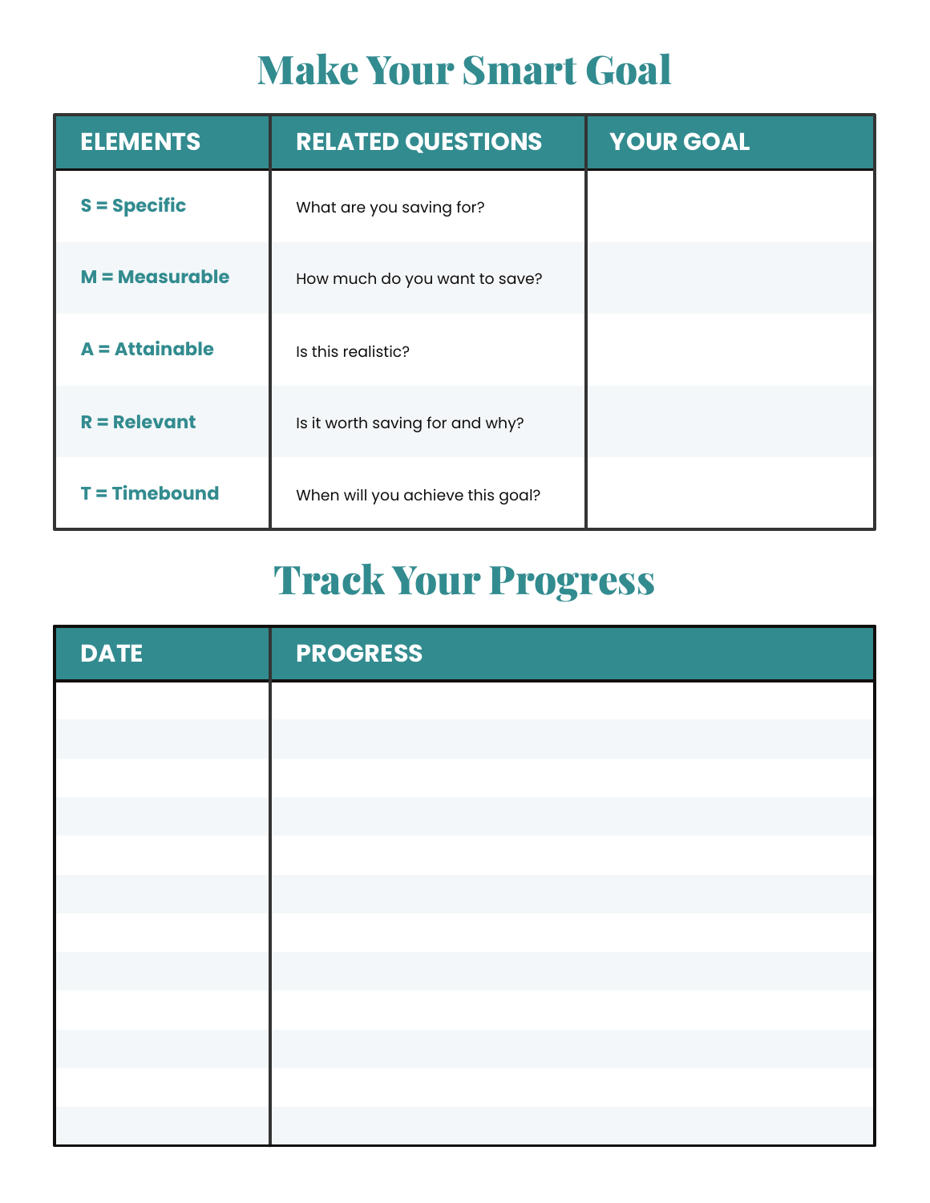# Make Your Smart Goal

| ELEMENTS | RELATED QUESTIONS | YOUR GOAL |
|---|---|---|
| **S = Specific** | What are you saving for? | |
| **M = Measurable** | How much do you want to save? | |
| **A = Attainable** | Is this realistic? | |
| **R = Relevant** | Is it worth saving for and why? | |
| **T = Timebound** | When will you achieve this goal? | |

# Track Your Progress

| DATE | PROGRESS |
|---|---|
| | |
| | |
| | |
| | |
| | |
| | |
| | |
| | |
| | |
| | |
| | |
| | |